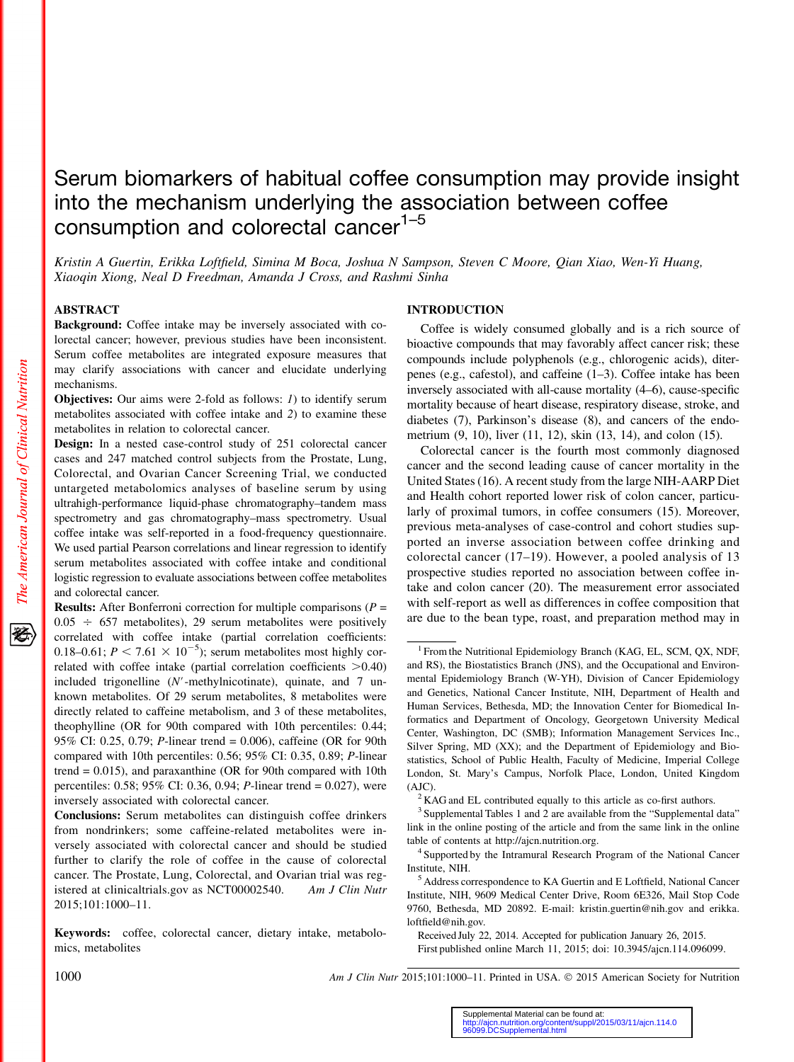# Serum biomarkers of habitual coffee consumption may provide insight into the mechanism underlying the association between coffee consumption and colorectal cancer[1–5]

*Kristin A Guertin, Erikka Loftfield, Simina M Boca, Joshua N Sampson, Steven C Moore, Qian Xiao, Wen-Yi Huang, Xiaoqin Xiong, Neal D Freedman, Amanda J Cross, and Rashmi Sinha*

## ABSTRACT

**Background:** Coffee intake may be inversely associated with colorectal cancer; however, previous studies have been inconsistent. Serum coffee metabolites are integrated exposure measures that may clarify associations with cancer and elucidate underlying mechanisms.

**Objectives:** Our aims were 2-fold as follows: *1*) to identify serum metabolites associated with coffee intake and *2*) to examine these metabolites in relation to colorectal cancer.

**Design:** In a nested case-control study of 251 colorectal cancer cases and 247 matched control subjects from the Prostate, Lung, Colorectal, and Ovarian Cancer Screening Trial, we conducted untargeted metabolomics analyses of baseline serum by using ultrahigh-performance liquid-phase chromatography–tandem mass spectrometry and gas chromatography–mass spectrometry. Usual coffee intake was self-reported in a food-frequency questionnaire. We used partial Pearson correlations and linear regression to identify serum metabolites associated with coffee intake and conditional logistic regression to evaluate associations between coffee metabolites and colorectal cancer.

**Results:** After Bonferroni correction for multiple comparisons ($P = 0.05 \div 657$ metabolites), 29 serum metabolites were positively correlated with coffee intake (partial correlation coefficients: 0.18–0.61; $P < 7.61 \times 10^{-5}$); serum metabolites most highly correlated with coffee intake (partial correlation coefficients >0.40) included trigonelline ($N'$-methylnicotinate), quinate, and 7 unknown metabolites. Of 29 serum metabolites, 8 metabolites were directly related to caffeine metabolism, and 3 of these metabolites, theophylline (OR for 90th compared with 10th percentiles: 0.44; 95% CI: 0.25, 0.79; *P*-linear trend = 0.006), caffeine (OR for 90th compared with 10th percentiles: 0.56; 95% CI: 0.35, 0.89; *P*-linear trend = 0.015), and paraxanthine (OR for 90th compared with 10th percentiles: 0.58; 95% CI: 0.36, 0.94; *P*-linear trend = 0.027), were inversely associated with colorectal cancer.

**Conclusions:** Serum metabolites can distinguish coffee drinkers from nondrinkers; some caffeine-related metabolites were inversely associated with colorectal cancer and should be studied further to clarify the role of coffee in the cause of colorectal cancer. The Prostate, Lung, Colorectal, and Ovarian trial was registered at clinicaltrials.gov as NCT00002540. *Am J Clin Nutr* 2015;101:1000–11.

**Keywords:** coffee, colorectal cancer, dietary intake, metabolomics, metabolites

## INTRODUCTION

Coffee is widely consumed globally and is a rich source of bioactive compounds that may favorably affect cancer risk; these compounds include polyphenols (e.g., chlorogenic acids), diterpenes (e.g., cafestol), and caffeine (1–3). Coffee intake has been inversely associated with all-cause mortality (4–6), cause-specific mortality because of heart disease, respiratory disease, stroke, and diabetes (7), Parkinson's disease (8), and cancers of the endometrium (9, 10), liver (11, 12), skin (13, 14), and colon (15).

Colorectal cancer is the fourth most commonly diagnosed cancer and the second leading cause of cancer mortality in the United States (16). A recent study from the large NIH-AARP Diet and Health cohort reported lower risk of colon cancer, particularly of proximal tumors, in coffee consumers (15). Moreover, previous meta-analyses of case-control and cohort studies supported an inverse association between coffee drinking and colorectal cancer (17–19). However, a pooled analysis of 13 prospective studies reported no association between coffee intake and colon cancer (20). The measurement error associated with self-report as well as differences in coffee composition that are due to the bean type, roast, and preparation method may in

---

[1] From the Nutritional Epidemiology Branch (KAG, EL, SCM, QX, NDF, and RS), the Biostatistics Branch (JNS), and the Occupational and Environmental Epidemiology Branch (W-YH), Division of Cancer Epidemiology and Genetics, National Cancer Institute, NIH, Department of Health and Human Services, Bethesda, MD; the Innovation Center for Biomedical Informatics and Department of Oncology, Georgetown University Medical Center, Washington, DC (SMB); Information Management Services Inc., Silver Spring, MD (XX); and the Department of Epidemiology and Biostatistics, School of Public Health, Faculty of Medicine, Imperial College London, St. Mary's Campus, Norfolk Place, London, United Kingdom (AJC).

[2] KAG and EL contributed equally to this article as co-first authors.

[3] Supplemental Tables 1 and 2 are available from the "Supplemental data" link in the online posting of the article and from the same link in the online table of contents at http://ajcn.nutrition.org.

[4] Supported by the Intramural Research Program of the National Cancer Institute, NIH.

[5] Address correspondence to KA Guertin and E Loftfield, National Cancer Institute, NIH, 9609 Medical Center Drive, Room 6E326, Mail Stop Code 9760, Bethesda, MD 20892. E-mail: kristin.guertin@nih.gov and erikka.loftfield@nih.gov.

Received July 22, 2014. Accepted for publication January 26, 2015.

First published online March 11, 2015; doi: 10.3945/ajcn.114.096099.

Supplemental Material can be found at: http://ajcn.nutrition.org/content/suppl/2015/03/11/ajcn.114.096099.DCSupplemental.html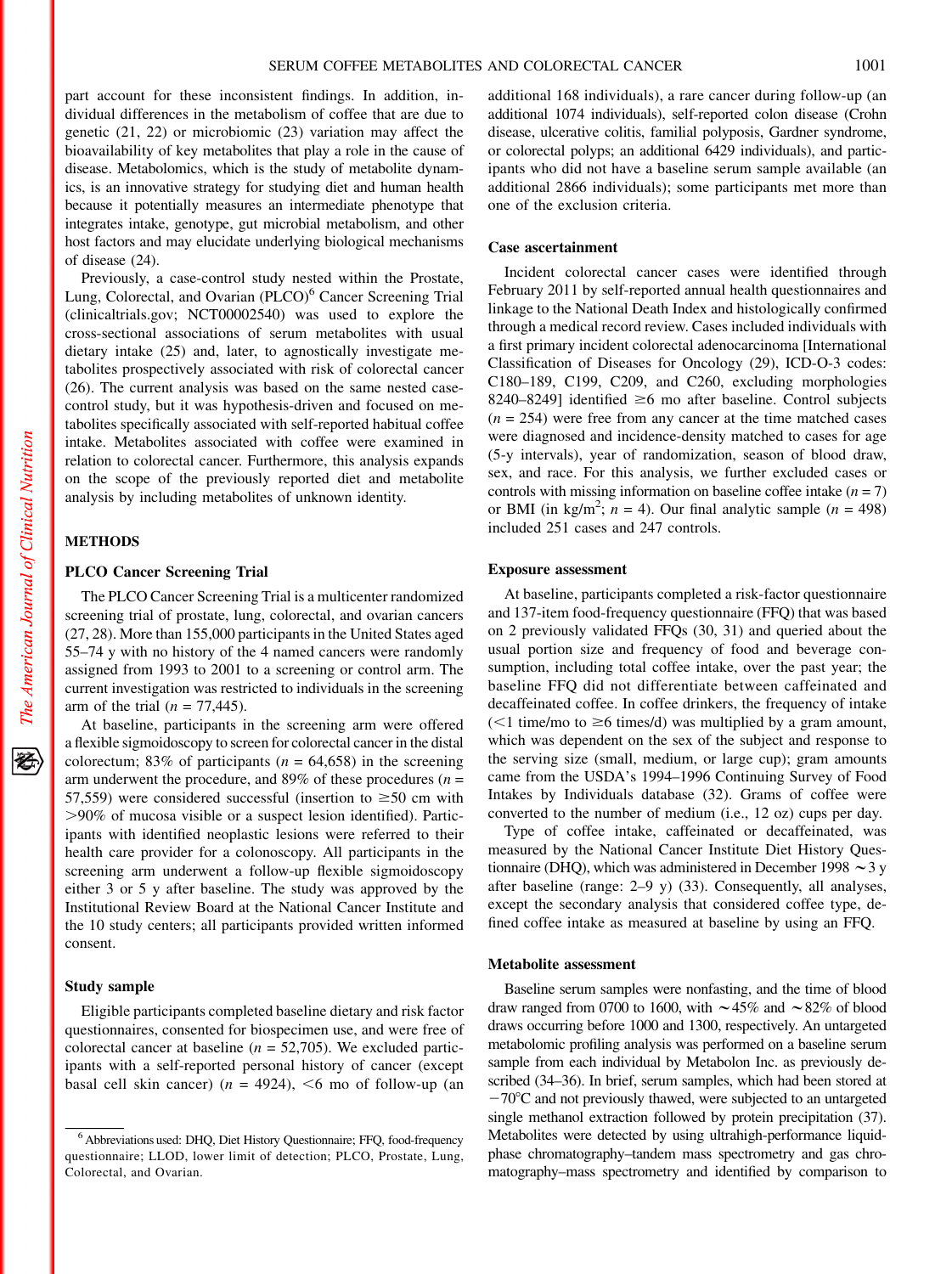part account for these inconsistent findings. In addition, individual differences in the metabolism of coffee that are due to genetic (21, 22) or microbiomic (23) variation may affect the bioavailability of key metabolites that play a role in the cause of disease. Metabolomics, which is the study of metabolite dynamics, is an innovative strategy for studying diet and human health because it potentially measures an intermediate phenotype that integrates intake, genotype, gut microbial metabolism, and other host factors and may elucidate underlying biological mechanisms of disease (24).

Previously, a case-control study nested within the Prostate, Lung, Colorectal, and Ovarian (PLCO)[6] Cancer Screening Trial (clinicaltrials.gov; NCT00002540) was used to explore the cross-sectional associations of serum metabolites with usual dietary intake (25) and, later, to agnostically investigate metabolites prospectively associated with risk of colorectal cancer (26). The current analysis was based on the same nested case-control study, but it was hypothesis-driven and focused on metabolites specifically associated with self-reported habitual coffee intake. Metabolites associated with coffee were examined in relation to colorectal cancer. Furthermore, this analysis expands on the scope of the previously reported diet and metabolite analysis by including metabolites of unknown identity.

## METHODS

### PLCO Cancer Screening Trial

The PLCO Cancer Screening Trial is a multicenter randomized screening trial of prostate, lung, colorectal, and ovarian cancers (27, 28). More than 155,000 participants in the United States aged 55–74 y with no history of the 4 named cancers were randomly assigned from 1993 to 2001 to a screening or control arm. The current investigation was restricted to individuals in the screening arm of the trial ($n$ = 77,445).

At baseline, participants in the screening arm were offered a flexible sigmoidoscopy to screen for colorectal cancer in the distal colorectum; 83% of participants ($n$ = 64,658) in the screening arm underwent the procedure, and 89% of these procedures ($n$ = 57,559) were considered successful (insertion to ≥50 cm with >90% of mucosa visible or a suspect lesion identified). Participants with identified neoplastic lesions were referred to their health care provider for a colonoscopy. All participants in the screening arm underwent a follow-up flexible sigmoidoscopy either 3 or 5 y after baseline. The study was approved by the Institutional Review Board at the National Cancer Institute and the 10 study centers; all participants provided written informed consent.

### Study sample

Eligible participants completed baseline dietary and risk factor questionnaires, consented for biospecimen use, and were free of colorectal cancer at baseline ($n$ = 52,705). We excluded participants with a self-reported personal history of cancer (except basal cell skin cancer) ($n$ = 4924), <6 mo of follow-up (an additional 168 individuals), a rare cancer during follow-up (an additional 1074 individuals), self-reported colon disease (Crohn disease, ulcerative colitis, familial polyposis, Gardner syndrome, or colorectal polyps; an additional 6429 individuals), and participants who did not have a baseline serum sample available (an additional 2866 individuals); some participants met more than one of the exclusion criteria.

### Case ascertainment

Incident colorectal cancer cases were identified through February 2011 by self-reported annual health questionnaires and linkage to the National Death Index and histologically confirmed through a medical record review. Cases included individuals with a first primary incident colorectal adenocarcinoma [International Classification of Diseases for Oncology (29), ICD-O-3 codes: C180–189, C199, C209, and C260, excluding morphologies 8240–8249] identified ≥6 mo after baseline. Control subjects ($n$ = 254) were free from any cancer at the time matched cases were diagnosed and incidence-density matched to cases for age (5-y intervals), year of randomization, season of blood draw, sex, and race. For this analysis, we further excluded cases or controls with missing information on baseline coffee intake ($n$ = 7) or BMI (in kg/m$^2$; $n$ = 4). Our final analytic sample ($n$ = 498) included 251 cases and 247 controls.

### Exposure assessment

At baseline, participants completed a risk-factor questionnaire and 137-item food-frequency questionnaire (FFQ) that was based on 2 previously validated FFQs (30, 31) and queried about the usual portion size and frequency of food and beverage consumption, including total coffee intake, over the past year; the baseline FFQ did not differentiate between caffeinated and decaffeinated coffee. In coffee drinkers, the frequency of intake (<1 time/mo to ≥6 times/d) was multiplied by a gram amount, which was dependent on the sex of the subject and response to the serving size (small, medium, or large cup); gram amounts came from the USDA's 1994–1996 Continuing Survey of Food Intakes by Individuals database (32). Grams of coffee were converted to the number of medium (i.e., 12 oz) cups per day.

Type of coffee intake, caffeinated or decaffeinated, was measured by the National Cancer Institute Diet History Questionnaire (DHQ), which was administered in December 1998 ∼3 y after baseline (range: 2–9 y) (33). Consequently, all analyses, except the secondary analysis that considered coffee type, defined coffee intake as measured at baseline by using an FFQ.

### Metabolite assessment

Baseline serum samples were nonfasting, and the time of blood draw ranged from 0700 to 1600, with ∼45% and ∼82% of blood draws occurring before 1000 and 1300, respectively. An untargeted metabolomic profiling analysis was performed on a baseline serum sample from each individual by Metabolon Inc. as previously described (34–36). In brief, serum samples, which had been stored at −70°C and not previously thawed, were subjected to an untargeted single methanol extraction followed by protein precipitation (37). Metabolites were detected by using ultrahigh-performance liquid-phase chromatography–tandem mass spectrometry and gas chromatography–mass spectrometry and identified by comparison to

[6] Abbreviations used: DHQ, Diet History Questionnaire; FFQ, food-frequency questionnaire; LLOD, lower limit of detection; PLCO, Prostate, Lung, Colorectal, and Ovarian.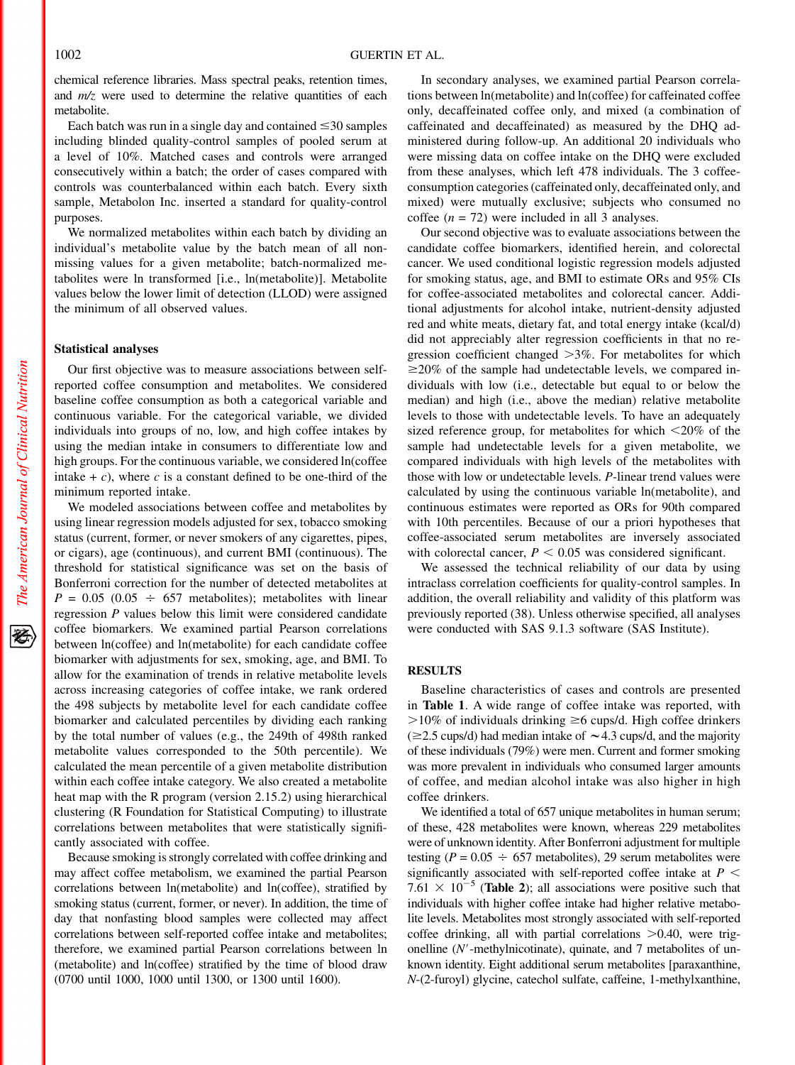chemical reference libraries. Mass spectral peaks, retention times, and *m/z* were used to determine the relative quantities of each metabolite.

Each batch was run in a single day and contained ≤30 samples including blinded quality-control samples of pooled serum at a level of 10%. Matched cases and controls were arranged consecutively within a batch; the order of cases compared with controls was counterbalanced within each batch. Every sixth sample, Metabolon Inc. inserted a standard for quality-control purposes.

We normalized metabolites within each batch by dividing an individual's metabolite value by the batch mean of all non-missing values for a given metabolite; batch-normalized metabolites were ln transformed [i.e., ln(metabolite)]. Metabolite values below the lower limit of detection (LLOD) were assigned the minimum of all observed values.

### Statistical analyses

Our first objective was to measure associations between self-reported coffee consumption and metabolites. We considered baseline coffee consumption as both a categorical variable and continuous variable. For the categorical variable, we divided individuals into groups of no, low, and high coffee intakes by using the median intake in consumers to differentiate low and high groups. For the continuous variable, we considered ln(coffee intake + *c*), where *c* is a constant defined to be one-third of the minimum reported intake.

We modeled associations between coffee and metabolites by using linear regression models adjusted for sex, tobacco smoking status (current, former, or never smokers of any cigarettes, pipes, or cigars), age (continuous), and current BMI (continuous). The threshold for statistical significance was set on the basis of Bonferroni correction for the number of detected metabolites at $P = 0.05$ (0.05 ÷ 657 metabolites); metabolites with linear regression *P* values below this limit were considered candidate coffee biomarkers. We examined partial Pearson correlations between ln(coffee) and ln(metabolite) for each candidate coffee biomarker with adjustments for sex, smoking, age, and BMI. To allow for the examination of trends in relative metabolite levels across increasing categories of coffee intake, we rank ordered the 498 subjects by metabolite level for each candidate coffee biomarker and calculated percentiles by dividing each ranking by the total number of values (e.g., the 249th of 498th ranked metabolite values corresponded to the 50th percentile). We calculated the mean percentile of a given metabolite distribution within each coffee intake category. We also created a metabolite heat map with the R program (version 2.15.2) using hierarchical clustering (R Foundation for Statistical Computing) to illustrate correlations between metabolites that were statistically significantly associated with coffee.

Because smoking is strongly correlated with coffee drinking and may affect coffee metabolism, we examined the partial Pearson correlations between ln(metabolite) and ln(coffee), stratified by smoking status (current, former, or never). In addition, the time of day that nonfasting blood samples were collected may affect correlations between self-reported coffee intake and metabolites; therefore, we examined partial Pearson correlations between ln (metabolite) and ln(coffee) stratified by the time of blood draw (0700 until 1000, 1000 until 1300, or 1300 until 1600).

In secondary analyses, we examined partial Pearson correlations between ln(metabolite) and ln(coffee) for caffeinated coffee only, decaffeinated coffee only, and mixed (a combination of caffeinated and decaffeinated) as measured by the DHQ administered during follow-up. An additional 20 individuals who were missing data on coffee intake on the DHQ were excluded from these analyses, which left 478 individuals. The 3 coffee-consumption categories (caffeinated only, decaffeinated only, and mixed) were mutually exclusive; subjects who consumed no coffee ($n = 72$) were included in all 3 analyses.

Our second objective was to evaluate associations between the candidate coffee biomarkers, identified herein, and colorectal cancer. We used conditional logistic regression models adjusted for smoking status, age, and BMI to estimate ORs and 95% CIs for coffee-associated metabolites and colorectal cancer. Additional adjustments for alcohol intake, nutrient-density adjusted red and white meats, dietary fat, and total energy intake (kcal/d) did not appreciably alter regression coefficients in that no regression coefficient changed >3%. For metabolites for which ≥20% of the sample had undetectable levels, we compared individuals with low (i.e., detectable but equal to or below the median) and high (i.e., above the median) relative metabolite levels to those with undetectable levels. To have an adequately sized reference group, for metabolites for which <20% of the sample had undetectable levels for a given metabolite, we compared individuals with high levels of the metabolites with those with low or undetectable levels. *P*-linear trend values were calculated by using the continuous variable ln(metabolite), and continuous estimates were reported as ORs for 90th compared with 10th percentiles. Because of our a priori hypotheses that coffee-associated serum metabolites are inversely associated with colorectal cancer, $P < 0.05$ was considered significant.

We assessed the technical reliability of our data by using intraclass correlation coefficients for quality-control samples. In addition, the overall reliability and validity of this platform was previously reported (38). Unless otherwise specified, all analyses were conducted with SAS 9.1.3 software (SAS Institute).

## RESULTS

Baseline characteristics of cases and controls are presented in **Table 1**. A wide range of coffee intake was reported, with >10% of individuals drinking ≥6 cups/d. High coffee drinkers (≥2.5 cups/d) had median intake of ∼4.3 cups/d, and the majority of these individuals (79%) were men. Current and former smoking was more prevalent in individuals who consumed larger amounts of coffee, and median alcohol intake was also higher in high coffee drinkers.

We identified a total of 657 unique metabolites in human serum; of these, 428 metabolites were known, whereas 229 metabolites were of unknown identity. After Bonferroni adjustment for multiple testing ($P = 0.05$ ÷ 657 metabolites), 29 serum metabolites were significantly associated with self-reported coffee intake at $P < 7.61 \times 10^{-5}$ (**Table 2**); all associations were positive such that individuals with higher coffee intake had higher relative metabolite levels. Metabolites most strongly associated with self-reported coffee drinking, all with partial correlations >0.40, were trigonelline (*N'*-methylnicotinate), quinate, and 7 metabolites of unknown identity. Eight additional serum metabolites [paraxanthine, *N*-(2-furoyl) glycine, catechol sulfate, caffeine, 1-methylxanthine,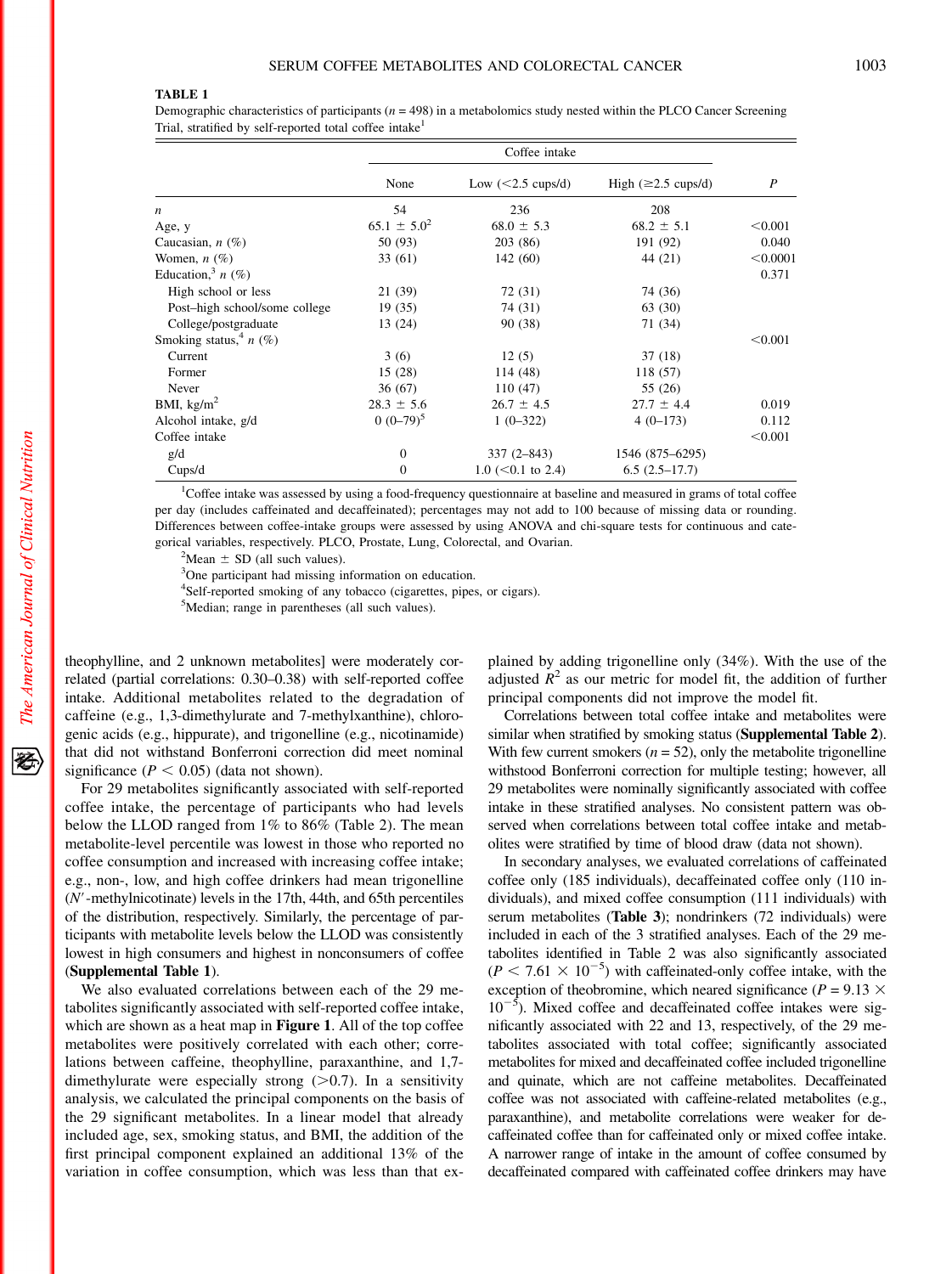**TABLE 1**

Demographic characteristics of participants ($n$ = 498) in a metabolomics study nested within the PLCO Cancer Screening Trial, stratified by self-reported total coffee intake[1]

| | Coffee intake | | | |
|---|---|---|---|---|
| | None | Low (<2.5 cups/d) | High (≥2.5 cups/d) | $P$ |
| $n$ | 54 | 236 | 208 | |
| Age, y | 65.1 ± 5.0[2] | 68.0 ± 5.3 | 68.2 ± 5.1 | <0.001 |
| Caucasian, $n$ (%) | 50 (93) | 203 (86) | 191 (92) | 0.040 |
| Women, $n$ (%) | 33 (61) | 142 (60) | 44 (21) | <0.0001 |
| Education,[3] $n$ (%) | | | | 0.371 |
| High school or less | 21 (39) | 72 (31) | 74 (36) | |
| Post–high school/some college | 19 (35) | 74 (31) | 63 (30) | |
| College/postgraduate | 13 (24) | 90 (38) | 71 (34) | |
| Smoking status,[4] $n$ (%) | | | | <0.001 |
| Current | 3 (6) | 12 (5) | 37 (18) | |
| Former | 15 (28) | 114 (48) | 118 (57) | |
| Never | 36 (67) | 110 (47) | 55 (26) | |
| BMI, kg/m$^2$ | 28.3 ± 5.6 | 26.7 ± 4.5 | 27.7 ± 4.4 | 0.019 |
| Alcohol intake, g/d | 0 (0–79)[5] | 1 (0–322) | 4 (0–173) | 0.112 |
| Coffee intake | | | | <0.001 |
| g/d | 0 | 337 (2–843) | 1546 (875–6295) | |
| Cups/d | 0 | 1.0 (<0.1 to 2.4) | 6.5 (2.5–17.7) | |

[1]Coffee intake was assessed by using a food-frequency questionnaire at baseline and measured in grams of total coffee per day (includes caffeinated and decaffeinated); percentages may not add to 100 because of missing data or rounding. Differences between coffee-intake groups were assessed by using ANOVA and chi-square tests for continuous and categorical variables, respectively. PLCO, Prostate, Lung, Colorectal, and Ovarian.

[2]Mean ± SD (all such values).

[3]One participant had missing information on education.

[4]Self-reported smoking of any tobacco (cigarettes, pipes, or cigars).

[5]Median; range in parentheses (all such values).

theophylline, and 2 unknown metabolites] were moderately correlated (partial correlations: 0.30–0.38) with self-reported coffee intake. Additional metabolites related to the degradation of caffeine (e.g., 1,3-dimethylurate and 7-methylxanthine), chlorogenic acids (e.g., hippurate), and trigonelline (e.g., nicotinamide) that did not withstand Bonferroni correction did meet nominal significance ($P < 0.05$) (data not shown).

For 29 metabolites significantly associated with self-reported coffee intake, the percentage of participants who had levels below the LLOD ranged from 1% to 86% (Table 2). The mean metabolite-level percentile was lowest in those who reported no coffee consumption and increased with increasing coffee intake; e.g., non-, low, and high coffee drinkers had mean trigonelline ($N'$-methylnicotinate) levels in the 17th, 44th, and 65th percentiles of the distribution, respectively. Similarly, the percentage of participants with metabolite levels below the LLOD was consistently lowest in high consumers and highest in nonconsumers of coffee (**Supplemental Table 1**).

We also evaluated correlations between each of the 29 metabolites significantly associated with self-reported coffee intake, which are shown as a heat map in **Figure 1**. All of the top coffee metabolites were positively correlated with each other; correlations between caffeine, theophylline, paraxanthine, and 1,7-dimethylurate were especially strong (>0.7). In a sensitivity analysis, we calculated the principal components on the basis of the 29 significant metabolites. In a linear model that already included age, sex, smoking status, and BMI, the addition of the first principal component explained an additional 13% of the variation in coffee consumption, which was less than that explained by adding trigonelline only (34%). With the use of the adjusted $R^2$ as our metric for model fit, the addition of further principal components did not improve the model fit.

Correlations between total coffee intake and metabolites were similar when stratified by smoking status (**Supplemental Table 2**). With few current smokers ($n$ = 52), only the metabolite trigonelline withstood Bonferroni correction for multiple testing; however, all 29 metabolites were nominally significantly associated with coffee intake in these stratified analyses. No consistent pattern was observed when correlations between total coffee intake and metabolites were stratified by time of blood draw (data not shown).

In secondary analyses, we evaluated correlations of caffeinated coffee only (185 individuals), decaffeinated coffee only (110 individuals), and mixed coffee consumption (111 individuals) with serum metabolites (**Table 3**); nondrinkers (72 individuals) were included in each of the 3 stratified analyses. Each of the 29 metabolites identified in Table 2 was also significantly associated ($P < 7.61 \times 10^{-5}$) with caffeinated-only coffee intake, with the exception of theobromine, which neared significance ($P = 9.13 \times 10^{-5}$). Mixed coffee and decaffeinated coffee intakes were significantly associated with 22 and 13, respectively, of the 29 metabolites associated with total coffee; significantly associated metabolites for mixed and decaffeinated coffee included trigonelline and quinate, which are not caffeine metabolites. Decaffeinated coffee was not associated with caffeine-related metabolites (e.g., paraxanthine), and metabolite correlations were weaker for decaffeinated coffee than for caffeinated only or mixed coffee intake. A narrower range of intake in the amount of coffee consumed by decaffeinated compared with caffeinated coffee drinkers may have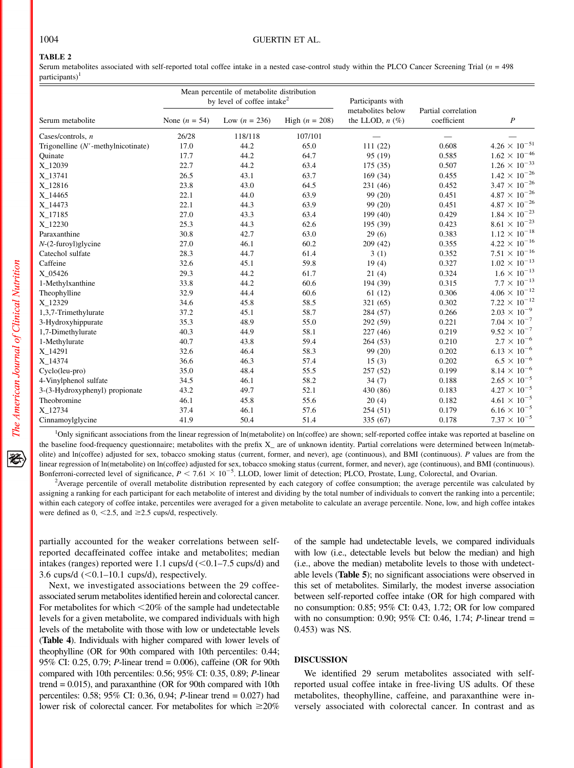**TABLE 2**

Serum metabolites associated with self-reported total coffee intake in a nested case-control study within the PLCO Cancer Screening Trial ($n$ = 498 participants)[1]

| Serum metabolite | Mean percentile of metabolite distribution by level of coffee intake[2] | | | Participants with metabolites below the LLOD, $n$ (%) | Partial correlation coefficient | $P$ |
|---|---|---|---|---|---|---|
| | None ($n$ = 54) | Low ($n$ = 236) | High ($n$ = 208) | | | |
| Cases/controls, $n$ | 26/28 | 118/118 | 107/101 | — | — | — |
| Trigonelline ($N'$-methylnicotinate) | 17.0 | 44.2 | 65.0 | 111 (22) | 0.608 | $4.26 \times 10^{-51}$ |
| Quinate | 17.7 | 44.2 | 64.7 | 95 (19) | 0.585 | $1.62 \times 10^{-46}$ |
| X_12039 | 22.7 | 44.2 | 63.4 | 175 (35) | 0.507 | $1.26 \times 10^{-33}$ |
| X_13741 | 26.5 | 43.1 | 63.7 | 169 (34) | 0.455 | $1.42 \times 10^{-26}$ |
| X_12816 | 23.8 | 43.0 | 64.5 | 231 (46) | 0.452 | $3.47 \times 10^{-26}$ |
| X_14465 | 22.1 | 44.0 | 63.9 | 99 (20) | 0.451 | $4.87 \times 10^{-26}$ |
| X_14473 | 22.1 | 44.3 | 63.9 | 99 (20) | 0.451 | $4.87 \times 10^{-26}$ |
| X_17185 | 27.0 | 43.3 | 63.4 | 199 (40) | 0.429 | $1.84 \times 10^{-23}$ |
| X_12230 | 25.3 | 44.3 | 62.6 | 195 (39) | 0.423 | $8.61 \times 10^{-23}$ |
| Paraxanthine | 30.8 | 42.7 | 63.0 | 29 (6) | 0.383 | $1.12 \times 10^{-18}$ |
| $N$-(2-furoyl)glycine | 27.0 | 46.1 | 60.2 | 209 (42) | 0.355 | $4.22 \times 10^{-16}$ |
| Catechol sulfate | 28.3 | 44.7 | 61.4 | 3 (1) | 0.352 | $7.51 \times 10^{-16}$ |
| Caffeine | 32.6 | 45.1 | 59.8 | 19 (4) | 0.327 | $1.02 \times 10^{-13}$ |
| X_05426 | 29.3 | 44.2 | 61.7 | 21 (4) | 0.324 | $1.6 \times 10^{-13}$ |
| 1-Methylxanthine | 33.8 | 44.2 | 60.6 | 194 (39) | 0.315 | $7.7 \times 10^{-13}$ |
| Theophylline | 32.9 | 44.4 | 60.6 | 61 (12) | 0.306 | $4.06 \times 10^{-12}$ |
| X_12329 | 34.6 | 45.8 | 58.5 | 321 (65) | 0.302 | $7.22 \times 10^{-12}$ |
| 1,3,7-Trimethylurate | 37.2 | 45.1 | 58.7 | 284 (57) | 0.266 | $2.03 \times 10^{-9}$ |
| 3-Hydroxyhippurate | 35.3 | 48.9 | 55.0 | 292 (59) | 0.221 | $7.04 \times 10^{-7}$ |
| 1,7-Dimethylurate | 40.3 | 44.9 | 58.1 | 227 (46) | 0.219 | $9.52 \times 10^{-7}$ |
| 1-Methylurate | 40.7 | 43.8 | 59.4 | 264 (53) | 0.210 | $2.7 \times 10^{-6}$ |
| X_14291 | 32.6 | 46.4 | 58.3 | 99 (20) | 0.202 | $6.13 \times 10^{-6}$ |
| X_14374 | 36.6 | 46.3 | 57.4 | 15 (3) | 0.202 | $6.5 \times 10^{-6}$ |
| Cyclo(leu-pro) | 35.0 | 48.4 | 55.5 | 257 (52) | 0.199 | $8.14 \times 10^{-6}$ |
| 4-Vinylphenol sulfate | 34.5 | 46.1 | 58.2 | 34 (7) | 0.188 | $2.65 \times 10^{-5}$ |
| 3-(3-Hydroxyphenyl) propionate | 43.2 | 49.7 | 52.1 | 430 (86) | 0.183 | $4.27 \times 10^{-5}$ |
| Theobromine | 46.1 | 45.8 | 55.6 | 20 (4) | 0.182 | $4.61 \times 10^{-5}$ |
| X_12734 | 37.4 | 46.1 | 57.6 | 254 (51) | 0.179 | $6.16 \times 10^{-5}$ |
| Cinnamoylglycine | 41.9 | 50.4 | 51.4 | 335 (67) | 0.178 | $7.37 \times 10^{-5}$ |

[1]Only significant associations from the linear regression of ln(metabolite) on ln(coffee) are shown; self-reported coffee intake was reported at baseline on the baseline food-frequency questionnaire; metabolites with the prefix X_ are of unknown identity. Partial correlations were determined between ln(metabolite) and ln(coffee) adjusted for sex, tobacco smoking status (current, former, and never), age (continuous), and BMI (continuous). $P$ values are from the linear regression of ln(metabolite) on ln(coffee) adjusted for sex, tobacco smoking status (current, former, and never), age (continuous), and BMI (continuous). Bonferroni-corrected level of significance, $P < 7.61 \times 10^{-5}$. LLOD, lower limit of detection; PLCO, Prostate, Lung, Colorectal, and Ovarian.

[2]Average percentile of overall metabolite distribution represented by each category of coffee consumption; the average percentile was calculated by assigning a ranking for each participant for each metabolite of interest and dividing by the total number of individuals to convert the ranking into a percentile; within each category of coffee intake, percentiles were averaged for a given metabolite to calculate an average percentile. None, low, and high coffee intakes were defined as 0, <2.5, and ≥2.5 cups/d, respectively.

partially accounted for the weaker correlations between self-reported decaffeinated coffee intake and metabolites; median intakes (ranges) reported were 1.1 cups/d (<0.1–7.5 cups/d) and 3.6 cups/d (<0.1–10.1 cups/d), respectively.

Next, we investigated associations between the 29 coffee-associated serum metabolites identified herein and colorectal cancer. For metabolites for which <20% of the sample had undetectable levels for a given metabolite, we compared individuals with high levels of the metabolite with those with low or undetectable levels (**Table 4**). Individuals with higher compared with lower levels of theophylline (OR for 90th compared with 10th percentiles: 0.44; 95% CI: 0.25, 0.79; $P$-linear trend = 0.006), caffeine (OR for 90th compared with 10th percentiles: 0.56; 95% CI: 0.35, 0.89; $P$-linear trend = 0.015), and paraxanthine (OR for 90th compared with 10th percentiles: 0.58; 95% CI: 0.36, 0.94; $P$-linear trend = 0.027) had lower risk of colorectal cancer. For metabolites for which ≥20% of the sample had undetectable levels, we compared individuals with low (i.e., detectable levels but below the median) and high (i.e., above the median) metabolite levels to those with undetectable levels (**Table 5**); no significant associations were observed in this set of metabolites. Similarly, the modest inverse association between self-reported coffee intake (OR for high compared with no consumption: 0.85; 95% CI: 0.43, 1.72; OR for low compared with no consumption: 0.90; 95% CI: 0.46, 1.74; $P$-linear trend = 0.453) was NS.

## DISCUSSION

We identified 29 serum metabolites associated with self-reported usual coffee intake in free-living US adults. Of these metabolites, theophylline, caffeine, and paraxanthine were inversely associated with colorectal cancer. In contrast and as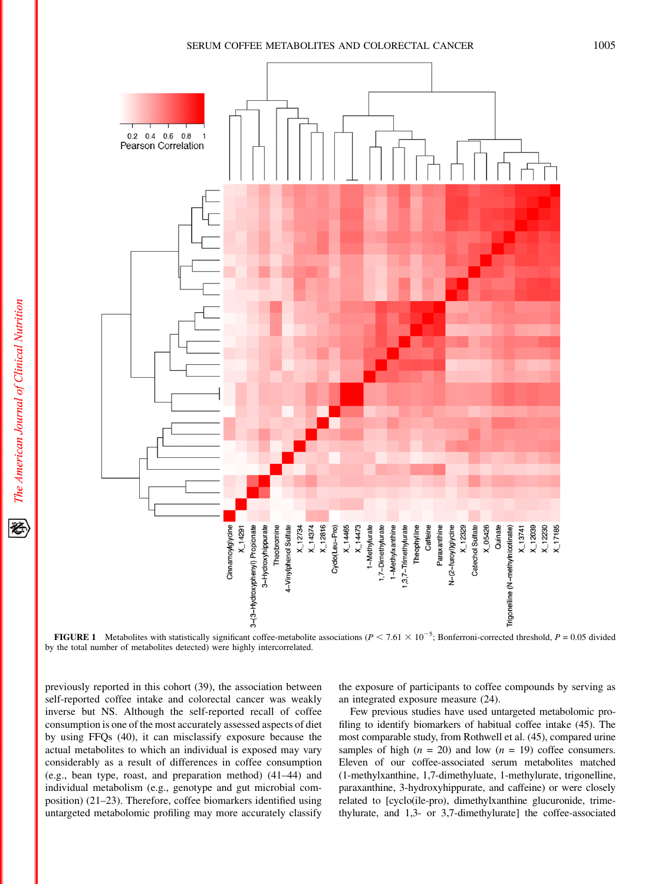**FIGURE 1** Metabolites with statistically significant coffee-metabolite associations ($P < 7.61 \times 10^{-5}$; Bonferroni-corrected threshold, $P$ = 0.05 divided by the total number of metabolites detected) were highly intercorrelated.

previously reported in this cohort (39), the association between self-reported coffee intake and colorectal cancer was weakly inverse but NS. Although the self-reported recall of coffee consumption is one of the most accurately assessed aspects of diet by using FFQs (40), it can misclassify exposure because the actual metabolites to which an individual is exposed may vary considerably as a result of differences in coffee consumption (e.g., bean type, roast, and preparation method) (41–44) and individual metabolism (e.g., genotype and gut microbial composition) (21–23). Therefore, coffee biomarkers identified using untargeted metabolomic profiling may more accurately classify the exposure of participants to coffee compounds by serving as an integrated exposure measure (24).

Few previous studies have used untargeted metabolomic profiling to identify biomarkers of habitual coffee intake (45). The most comparable study, from Rothwell et al. (45), compared urine samples of high ($n$ = 20) and low ($n$ = 19) coffee consumers. Eleven of our coffee-associated serum metabolites matched (1-methylxanthine, 1,7-dimethyluate, 1-methylurate, trigonelline, paraxanthine, 3-hydroxyhippurate, and caffeine) or were closely related to [cyclo(ile-pro), dimethylxanthine glucuronide, trimethylurate, and 1,3- or 3,7-dimethylurate] the coffee-associated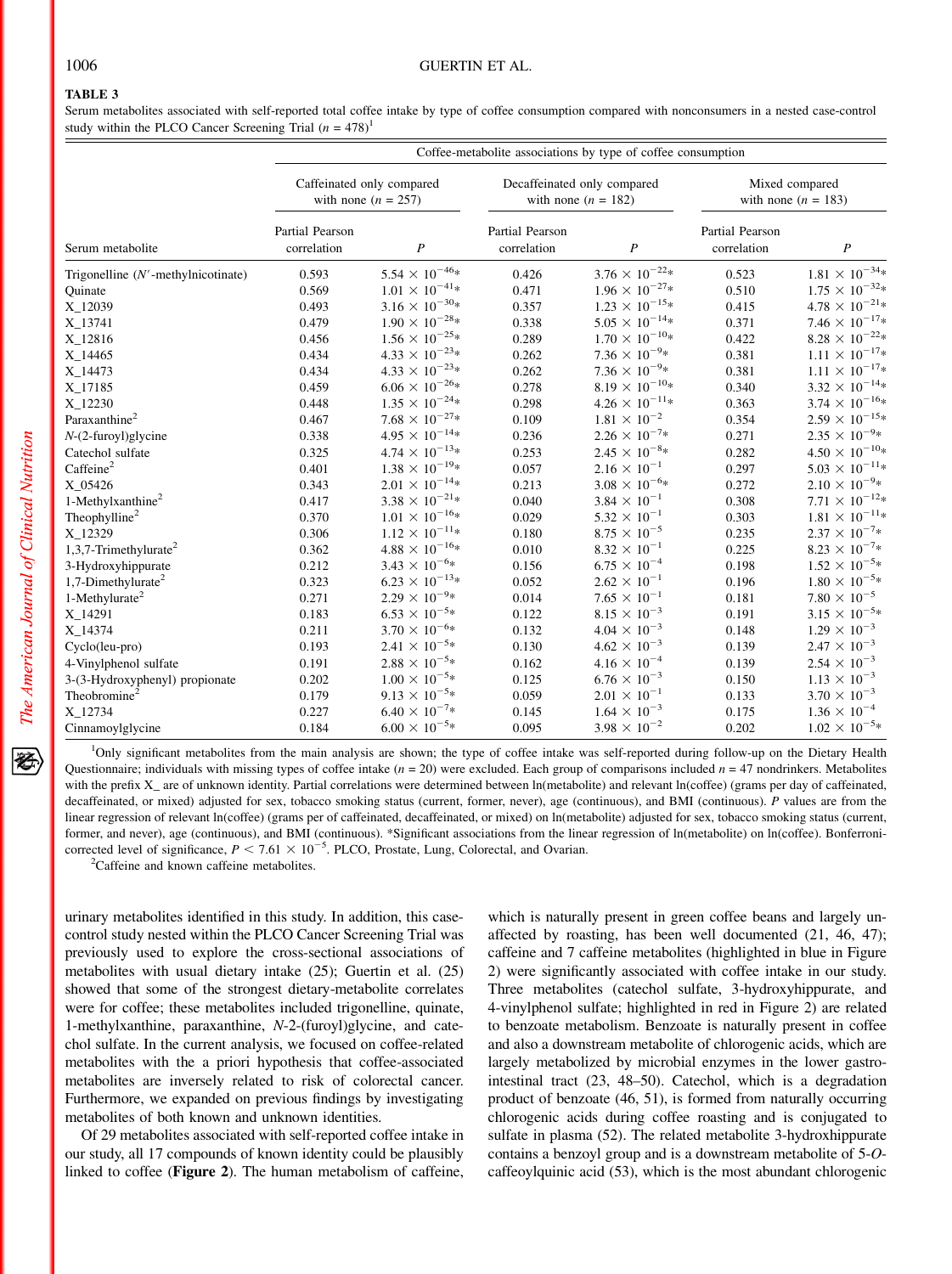**TABLE 3**

Serum metabolites associated with self-reported total coffee intake by type of coffee consumption compared with nonconsumers in a nested case-control study within the PLCO Cancer Screening Trial ($n$ = 478)[1]

| | Coffee-metabolite associations by type of coffee consumption | | | | | |
|---|---|---|---|---|---|---|
| | Caffeinated only compared with none ($n$ = 257) | | Decaffeinated only compared with none ($n$ = 182) | | Mixed compared with none ($n$ = 183) | |
| Serum metabolite | Partial Pearson correlation | $P$ | Partial Pearson correlation | $P$ | Partial Pearson correlation | $P$ |
| Trigonelline ($N'$-methylnicotinate) | 0.593 | $5.54 \times 10^{-46}$* | 0.426 | $3.76 \times 10^{-22}$* | 0.523 | $1.81 \times 10^{-34}$* |
| Quinate | 0.569 | $1.01 \times 10^{-41}$* | 0.471 | $1.96 \times 10^{-27}$* | 0.510 | $1.75 \times 10^{-32}$* |
| X_12039 | 0.493 | $3.16 \times 10^{-30}$* | 0.357 | $1.23 \times 10^{-15}$* | 0.415 | $4.78 \times 10^{-21}$* |
| X_13741 | 0.479 | $1.90 \times 10^{-28}$* | 0.338 | $5.05 \times 10^{-14}$* | 0.371 | $7.46 \times 10^{-17}$* |
| X_12816 | 0.456 | $1.56 \times 10^{-25}$* | 0.289 | $1.70 \times 10^{-10}$* | 0.422 | $8.28 \times 10^{-22}$* |
| X_14465 | 0.434 | $4.33 \times 10^{-23}$* | 0.262 | $7.36 \times 10^{-9}$* | 0.381 | $1.11 \times 10^{-17}$* |
| X_14473 | 0.434 | $4.33 \times 10^{-23}$* | 0.262 | $7.36 \times 10^{-9}$* | 0.381 | $1.11 \times 10^{-17}$* |
| X_17185 | 0.459 | $6.06 \times 10^{-26}$* | 0.278 | $8.19 \times 10^{-10}$* | 0.340 | $3.32 \times 10^{-14}$* |
| X_12230 | 0.448 | $1.35 \times 10^{-24}$* | 0.298 | $4.26 \times 10^{-11}$* | 0.363 | $3.74 \times 10^{-16}$* |
| Paraxanthine[2] | 0.467 | $7.68 \times 10^{-27}$* | 0.109 | $1.81 \times 10^{-2}$ | 0.354 | $2.59 \times 10^{-15}$* |
| $N$-(2-furoyl)glycine | 0.338 | $4.95 \times 10^{-14}$* | 0.236 | $2.26 \times 10^{-7}$* | 0.271 | $2.35 \times 10^{-9}$* |
| Catechol sulfate | 0.325 | $4.74 \times 10^{-13}$* | 0.253 | $2.45 \times 10^{-8}$* | 0.282 | $4.50 \times 10^{-10}$* |
| Caffeine[2] | 0.401 | $1.38 \times 10^{-19}$* | 0.057 | $2.16 \times 10^{-1}$ | 0.297 | $5.03 \times 10^{-11}$* |
| X_05426 | 0.343 | $2.01 \times 10^{-14}$* | 0.213 | $3.08 \times 10^{-6}$* | 0.272 | $2.10 \times 10^{-9}$* |
| 1-Methylxanthine[2] | 0.417 | $3.38 \times 10^{-21}$* | 0.040 | $3.84 \times 10^{-1}$ | 0.308 | $7.71 \times 10^{-12}$* |
| Theophylline[2] | 0.370 | $1.01 \times 10^{-16}$* | 0.029 | $5.32 \times 10^{-1}$ | 0.303 | $1.81 \times 10^{-11}$* |
| X_12329 | 0.306 | $1.12 \times 10^{-11}$* | 0.180 | $8.75 \times 10^{-5}$ | 0.235 | $2.37 \times 10^{-7}$* |
| 1,3,7-Trimethylurate[2] | 0.362 | $4.88 \times 10^{-16}$* | 0.010 | $8.32 \times 10^{-1}$ | 0.225 | $8.23 \times 10^{-7}$* |
| 3-Hydroxyhippurate | 0.212 | $3.43 \times 10^{-6}$* | 0.156 | $6.75 \times 10^{-4}$ | 0.198 | $1.52 \times 10^{-5}$* |
| 1,7-Dimethylurate[2] | 0.323 | $6.23 \times 10^{-13}$* | 0.052 | $2.62 \times 10^{-1}$ | 0.196 | $1.80 \times 10^{-5}$* |
| 1-Methylurate[2] | 0.271 | $2.29 \times 10^{-9}$* | 0.014 | $7.65 \times 10^{-1}$ | 0.181 | $7.80 \times 10^{-5}$ |
| X_14291 | 0.183 | $6.53 \times 10^{-5}$* | 0.122 | $8.15 \times 10^{-3}$ | 0.191 | $3.15 \times 10^{-5}$* |
| X_14374 | 0.211 | $3.70 \times 10^{-6}$* | 0.132 | $4.04 \times 10^{-3}$ | 0.148 | $1.29 \times 10^{-3}$ |
| Cyclo(leu-pro) | 0.193 | $2.41 \times 10^{-5}$* | 0.130 | $4.62 \times 10^{-3}$ | 0.139 | $2.47 \times 10^{-3}$ |
| 4-Vinylphenol sulfate | 0.191 | $2.88 \times 10^{-5}$* | 0.162 | $4.16 \times 10^{-4}$ | 0.139 | $2.54 \times 10^{-3}$ |
| 3-(3-Hydroxyphenyl) propionate | 0.202 | $1.00 \times 10^{-5}$* | 0.125 | $6.76 \times 10^{-3}$ | 0.150 | $1.13 \times 10^{-3}$ |
| Theobromine[2] | 0.179 | $9.13 \times 10^{-5}$* | 0.059 | $2.01 \times 10^{-1}$ | 0.133 | $3.70 \times 10^{-3}$ |
| X_12734 | 0.227 | $6.40 \times 10^{-7}$* | 0.145 | $1.64 \times 10^{-3}$ | 0.175 | $1.36 \times 10^{-4}$ |
| Cinnamoylglycine | 0.184 | $6.00 \times 10^{-5}$* | 0.095 | $3.98 \times 10^{-2}$ | 0.202 | $1.02 \times 10^{-5}$* |

[1]Only significant metabolites from the main analysis are shown; the type of coffee intake was self-reported during follow-up on the Dietary Health Questionnaire; individuals with missing types of coffee intake ($n$ = 20) were excluded. Each group of comparisons included $n$ = 47 nondrinkers. Metabolites with the prefix X_ are of unknown identity. Partial correlations were determined between ln(metabolite) and relevant ln(coffee) (grams per day of caffeinated, decaffeinated, or mixed) adjusted for sex, tobacco smoking status (current, former, never), age (continuous), and BMI (continuous). $P$ values are from the linear regression of relevant ln(coffee) (grams per of caffeinated, decaffeinated, or mixed) on ln(metabolite) adjusted for sex, tobacco smoking status (current, former, and never), age (continuous), and BMI (continuous). *Significant associations from the linear regression of ln(metabolite) on ln(coffee). Bonferroni-corrected level of significance, $P < 7.61 \times 10^{-5}$. PLCO, Prostate, Lung, Colorectal, and Ovarian.

[2]Caffeine and known caffeine metabolites.

urinary metabolites identified in this study. In addition, this case-control study nested within the PLCO Cancer Screening Trial was previously used to explore the cross-sectional associations of metabolites with usual dietary intake (25); Guertin et al. (25) showed that some of the strongest dietary-metabolite correlates were for coffee; these metabolites included trigonelline, quinate, 1-methylxanthine, paraxanthine, $N$-2-(furoyl)glycine, and catechol sulfate. In the current analysis, we focused on coffee-related metabolites with the a priori hypothesis that coffee-associated metabolites are inversely related to risk of colorectal cancer. Furthermore, we expanded on previous findings by investigating metabolites of both known and unknown identities.

Of 29 metabolites associated with self-reported coffee intake in our study, all 17 compounds of known identity could be plausibly linked to coffee (**Figure 2**). The human metabolism of caffeine, which is naturally present in green coffee beans and largely unaffected by roasting, has been well documented (21, 46, 47); caffeine and 7 caffeine metabolites (highlighted in blue in Figure 2) were significantly associated with coffee intake in our study. Three metabolites (catechol sulfate, 3-hydroxyhippurate, and 4-vinylphenol sulfate; highlighted in red in Figure 2) are related to benzoate metabolism. Benzoate is naturally present in coffee and also a downstream metabolite of chlorogenic acids, which are largely metabolized by microbial enzymes in the lower gastrointestinal tract (23, 48–50). Catechol, which is a degradation product of benzoate (46, 51), is formed from naturally occurring chlorogenic acids during coffee roasting and is conjugated to sulfate in plasma (52). The related metabolite 3-hydroxhippurate contains a benzoyl group and is a downstream metabolite of 5-$O$-caffeoylquinic acid (53), which is the most abundant chlorogenic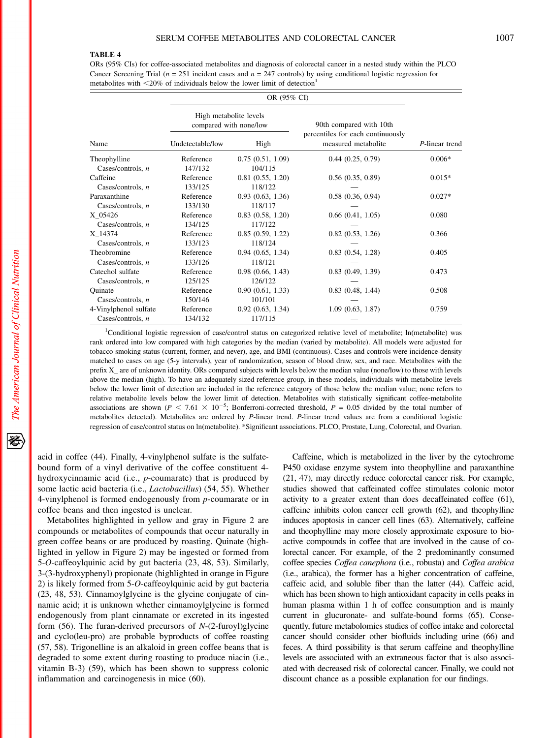**TABLE 4**

ORs (95% CIs) for coffee-associated metabolites and diagnosis of colorectal cancer in a nested study within the PLCO Cancer Screening Trial ($n$ = 251 incident cases and $n$ = 247 controls) by using conditional logistic regression for metabolites with <20% of individuals below the lower limit of detection[1]

| Name | OR (95% CI) High metabolite levels compared with none/low: Undetectable/low | High | 90th compared with 10th percentiles for each continuously measured metabolite | *P*-linear trend |
|---|---|---|---|---|
| Theophylline | Reference | 0.75 (0.51, 1.09) | 0.44 (0.25, 0.79) | 0.006* |
| Cases/controls, *n* | 147/132 | 104/115 | — | |
| Caffeine | Reference | 0.81 (0.55, 1.20) | 0.56 (0.35, 0.89) | 0.015* |
| Cases/controls, *n* | 133/125 | 118/122 | — | |
| Paraxanthine | Reference | 0.93 (0.63, 1.36) | 0.58 (0.36, 0.94) | 0.027* |
| Cases/controls, *n* | 133/130 | 118/117 | — | |
| X_05426 | Reference | 0.83 (0.58, 1.20) | 0.66 (0.41, 1.05) | 0.080 |
| Cases/controls, *n* | 134/125 | 117/122 | — | |
| X_14374 | Reference | 0.85 (0.59, 1.22) | 0.82 (0.53, 1.26) | 0.366 |
| Cases/controls, *n* | 133/123 | 118/124 | — | |
| Theobromine | Reference | 0.94 (0.65, 1.34) | 0.83 (0.54, 1.28) | 0.405 |
| Cases/controls, *n* | 133/126 | 118/121 | — | |
| Catechol sulfate | Reference | 0.98 (0.66, 1.43) | 0.83 (0.49, 1.39) | 0.473 |
| Cases/controls, *n* | 125/125 | 126/122 | — | |
| Quinate | Reference | 0.90 (0.61, 1.33) | 0.83 (0.48, 1.44) | 0.508 |
| Cases/controls, *n* | 150/146 | 101/101 | — | |
| 4-Vinylphenol sulfate | Reference | 0.92 (0.63, 1.34) | 1.09 (0.63, 1.87) | 0.759 |
| Cases/controls, *n* | 134/132 | 117/115 | — | |

[1]Conditional logistic regression of case/control status on categorized relative level of metabolite; ln(metabolite) was rank ordered into low compared with high categories by the median (varied by metabolite). All models were adjusted for tobacco smoking status (current, former, and never), age, and BMI (continuous). Cases and controls were incidence-density matched to cases on age (5-y intervals), year of randomization, season of blood draw, sex, and race. Metabolites with the prefix X_ are of unknown identity. ORs compared subjects with levels below the median value (none/low) to those with levels above the median (high). To have an adequately sized reference group, in these models, individuals with metabolite levels below the lower limit of detection are included in the reference category of those below the median value; none refers to relative metabolite levels below the lower limit of detection. Metabolites with statistically significant coffee-metabolite associations are shown ($P < 7.61 \times 10^{-5}$; Bonferroni-corrected threshold, $P$ = 0.05 divided by the total number of metabolites detected). Metabolites are ordered by *P*-linear trend. *P*-linear trend values are from a conditional logistic regression of case/control status on ln(metabolite). *Significant associations. PLCO, Prostate, Lung, Colorectal, and Ovarian.

acid in coffee (44). Finally, 4-vinylphenol sulfate is the sulfate-bound form of a vinyl derivative of the coffee constituent 4-hydroxycinnamic acid (i.e., *p*-coumarate) that is produced by some lactic acid bacteria (i.e., *Lactobacillus*) (54, 55). Whether 4-vinylphenol is formed endogenously from *p*-coumarate or in coffee beans and then ingested is unclear.

Metabolites highlighted in yellow and gray in Figure 2 are compounds or metabolites of compounds that occur naturally in green coffee beans or are produced by roasting. Quinate (highlighted in yellow in Figure 2) may be ingested or formed from 5-*O*-caffeoylquinic acid by gut bacteria (23, 48, 53). Similarly, 3-(3-hydroxyphenyl) propionate (highlighted in orange in Figure 2) is likely formed from 5-*O*-caffeoylquinic acid by gut bacteria (23, 48, 53). Cinnamoylglycine is the glycine conjugate of cinnamic acid; it is unknown whether cinnamoylglycine is formed endogenously from plant cinnamate or excreted in its ingested form (56). The furan-derived precursors of *N*-(2-furoyl)glycine and cyclo(leu-pro) are probable byproducts of coffee roasting (57, 58). Trigonelline is an alkaloid in green coffee beans that is degraded to some extent during roasting to produce niacin (i.e., vitamin B-3) (59), which has been shown to suppress colonic inflammation and carcinogenesis in mice (60).

Caffeine, which is metabolized in the liver by the cytochrome P450 oxidase enzyme system into theophylline and paraxanthine (21, 47), may directly reduce colorectal cancer risk. For example, studies showed that caffeinated coffee stimulates colonic motor activity to a greater extent than does decaffeinated coffee (61), caffeine inhibits colon cancer cell growth (62), and theophylline induces apoptosis in cancer cell lines (63). Alternatively, caffeine and theophylline may more closely approximate exposure to bioactive compounds in coffee that are involved in the cause of colorectal cancer. For example, of the 2 predominantly consumed coffee species *Coffea canephora* (i.e., robusta) and *Coffea arabica* (i.e., arabica), the former has a higher concentration of caffeine, caffeic acid, and soluble fiber than the latter (44). Caffeic acid, which has been shown to high antioxidant capacity in cells peaks in human plasma within 1 h of coffee consumption and is mainly current in glucuronate- and sulfate-bound forms (65). Consequently, future metabolomics studies of coffee intake and colorectal cancer should consider other biofluids including urine (66) and feces. A third possibility is that serum caffeine and theophylline levels are associated with an extraneous factor that is also associated with decreased risk of colorectal cancer. Finally, we could not discount chance as a possible explanation for our findings.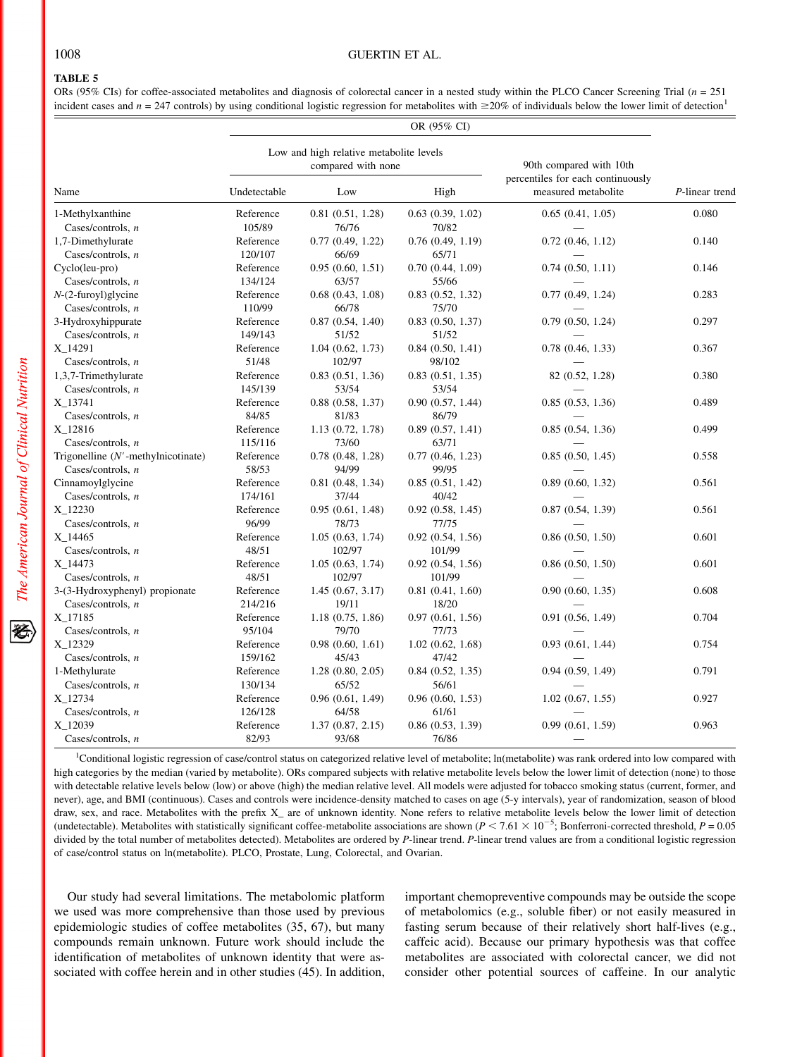**TABLE 5**

ORs (95% CIs) for coffee-associated metabolites and diagnosis of colorectal cancer in a nested study within the PLCO Cancer Screening Trial ($n$ = 251 incident cases and $n$ = 247 controls) by using conditional logistic regression for metabolites with ≥20% of individuals below the lower limit of detection[1]

| | OR (95% CI) | | | | |
|---|---|---|---|---|---|
| | Low and high relative metabolite levels compared with none | | | 90th compared with 10th percentiles for each continuously measured metabolite | |
| Name | Undetectable | Low | High | | P-linear trend |
| 1-Methylxanthine | Reference | 0.81 (0.51, 1.28) | 0.63 (0.39, 1.02) | 0.65 (0.41, 1.05) | 0.080 |
| Cases/controls, *n* | 105/89 | 76/76 | 70/82 | — | |
| 1,7-Dimethylurate | Reference | 0.77 (0.49, 1.22) | 0.76 (0.49, 1.19) | 0.72 (0.46, 1.12) | 0.140 |
| Cases/controls, *n* | 120/107 | 66/69 | 65/71 | — | |
| Cyclo(leu-pro) | Reference | 0.95 (0.60, 1.51) | 0.70 (0.44, 1.09) | 0.74 (0.50, 1.11) | 0.146 |
| Cases/controls, *n* | 134/124 | 63/57 | 55/66 | — | |
| *N*-(2-furoyl)glycine | Reference | 0.68 (0.43, 1.08) | 0.83 (0.52, 1.32) | 0.77 (0.49, 1.24) | 0.283 |
| Cases/controls, *n* | 110/99 | 66/78 | 75/70 | — | |
| 3-Hydroxyhippurate | Reference | 0.87 (0.54, 1.40) | 0.83 (0.50, 1.37) | 0.79 (0.50, 1.24) | 0.297 |
| Cases/controls, *n* | 149/143 | 51/52 | 51/52 | — | |
| X_14291 | Reference | 1.04 (0.62, 1.73) | 0.84 (0.50, 1.41) | 0.78 (0.46, 1.33) | 0.367 |
| Cases/controls, *n* | 51/48 | 102/97 | 98/102 | — | |
| 1,3,7-Trimethylurate | Reference | 0.83 (0.51, 1.36) | 0.83 (0.51, 1.35) | 82 (0.52, 1.28) | 0.380 |
| Cases/controls, *n* | 145/139 | 53/54 | 53/54 | — | |
| X_13741 | Reference | 0.88 (0.58, 1.37) | 0.90 (0.57, 1.44) | 0.85 (0.53, 1.36) | 0.489 |
| Cases/controls, *n* | 84/85 | 81/83 | 86/79 | — | |
| X_12816 | Reference | 1.13 (0.72, 1.78) | 0.89 (0.57, 1.41) | 0.85 (0.54, 1.36) | 0.499 |
| Cases/controls, *n* | 115/116 | 73/60 | 63/71 | — | |
| Trigonelline (*N*′-methylnicotinate) | Reference | 0.78 (0.48, 1.28) | 0.77 (0.46, 1.23) | 0.85 (0.50, 1.45) | 0.558 |
| Cases/controls, *n* | 58/53 | 94/99 | 99/95 | — | |
| Cinnamoylglycine | Reference | 0.81 (0.48, 1.34) | 0.85 (0.51, 1.42) | 0.89 (0.60, 1.32) | 0.561 |
| Cases/controls, *n* | 174/161 | 37/44 | 40/42 | — | |
| X_12230 | Reference | 0.95 (0.61, 1.48) | 0.92 (0.58, 1.45) | 0.87 (0.54, 1.39) | 0.561 |
| Cases/controls, *n* | 96/99 | 78/73 | 77/75 | — | |
| X_14465 | Reference | 1.05 (0.63, 1.74) | 0.92 (0.54, 1.56) | 0.86 (0.50, 1.50) | 0.601 |
| Cases/controls, *n* | 48/51 | 102/97 | 101/99 | — | |
| X_14473 | Reference | 1.05 (0.63, 1.74) | 0.92 (0.54, 1.56) | 0.86 (0.50, 1.50) | 0.601 |
| Cases/controls, *n* | 48/51 | 102/97 | 101/99 | — | |
| 3-(3-Hydroxyphenyl) propionate | Reference | 1.45 (0.67, 3.17) | 0.81 (0.41, 1.60) | 0.90 (0.60, 1.35) | 0.608 |
| Cases/controls, *n* | 214/216 | 19/11 | 18/20 | — | |
| X_17185 | Reference | 1.18 (0.75, 1.86) | 0.97 (0.61, 1.56) | 0.91 (0.56, 1.49) | 0.704 |
| Cases/controls, *n* | 95/104 | 79/70 | 77/73 | — | |
| X_12329 | Reference | 0.98 (0.60, 1.61) | 1.02 (0.62, 1.68) | 0.93 (0.61, 1.44) | 0.754 |
| Cases/controls, *n* | 159/162 | 45/43 | 47/42 | — | |
| 1-Methylurate | Reference | 1.28 (0.80, 2.05) | 0.84 (0.52, 1.35) | 0.94 (0.59, 1.49) | 0.791 |
| Cases/controls, *n* | 130/134 | 65/52 | 56/61 | — | |
| X_12734 | Reference | 0.96 (0.61, 1.49) | 0.96 (0.60, 1.53) | 1.02 (0.67, 1.55) | 0.927 |
| Cases/controls, *n* | 126/128 | 64/58 | 61/61 | — | |
| X_12039 | Reference | 1.37 (0.87, 2.15) | 0.86 (0.53, 1.39) | 0.99 (0.61, 1.59) | 0.963 |
| Cases/controls, *n* | 82/93 | 93/68 | 76/86 | — | |

[1]Conditional logistic regression of case/control status on categorized relative level of metabolite; ln(metabolite) was rank ordered into low compared with high categories by the median (varied by metabolite). ORs compared subjects with relative metabolite levels below the lower limit of detection (none) to those with detectable relative levels below (low) or above (high) the median relative level. All models were adjusted for tobacco smoking status (current, former, and never), age, and BMI (continuous). Cases and controls were incidence-density matched to cases on age (5-y intervals), year of randomization, season of blood draw, sex, and race. Metabolites with the prefix X_ are of unknown identity. None refers to relative metabolite levels below the lower limit of detection (undetectable). Metabolites with statistically significant coffee-metabolite associations are shown ($P < 7.61 \times 10^{-5}$; Bonferroni-corrected threshold, $P$ = 0.05 divided by the total number of metabolites detected). Metabolites are ordered by P-linear trend. P-linear trend values are from a conditional logistic regression of case/control status on ln(metabolite). PLCO, Prostate, Lung, Colorectal, and Ovarian.

Our study had several limitations. The metabolomic platform we used was more comprehensive than those used by previous epidemiologic studies of coffee metabolites (35, 67), but many compounds remain unknown. Future work should include the identification of metabolites of unknown identity that were associated with coffee herein and in other studies (45). In addition, important chemopreventive compounds may be outside the scope of metabolomics (e.g., soluble fiber) or not easily measured in fasting serum because of their relatively short half-lives (e.g., caffeic acid). Because our primary hypothesis was that coffee metabolites are associated with colorectal cancer, we did not consider other potential sources of caffeine. In our analytic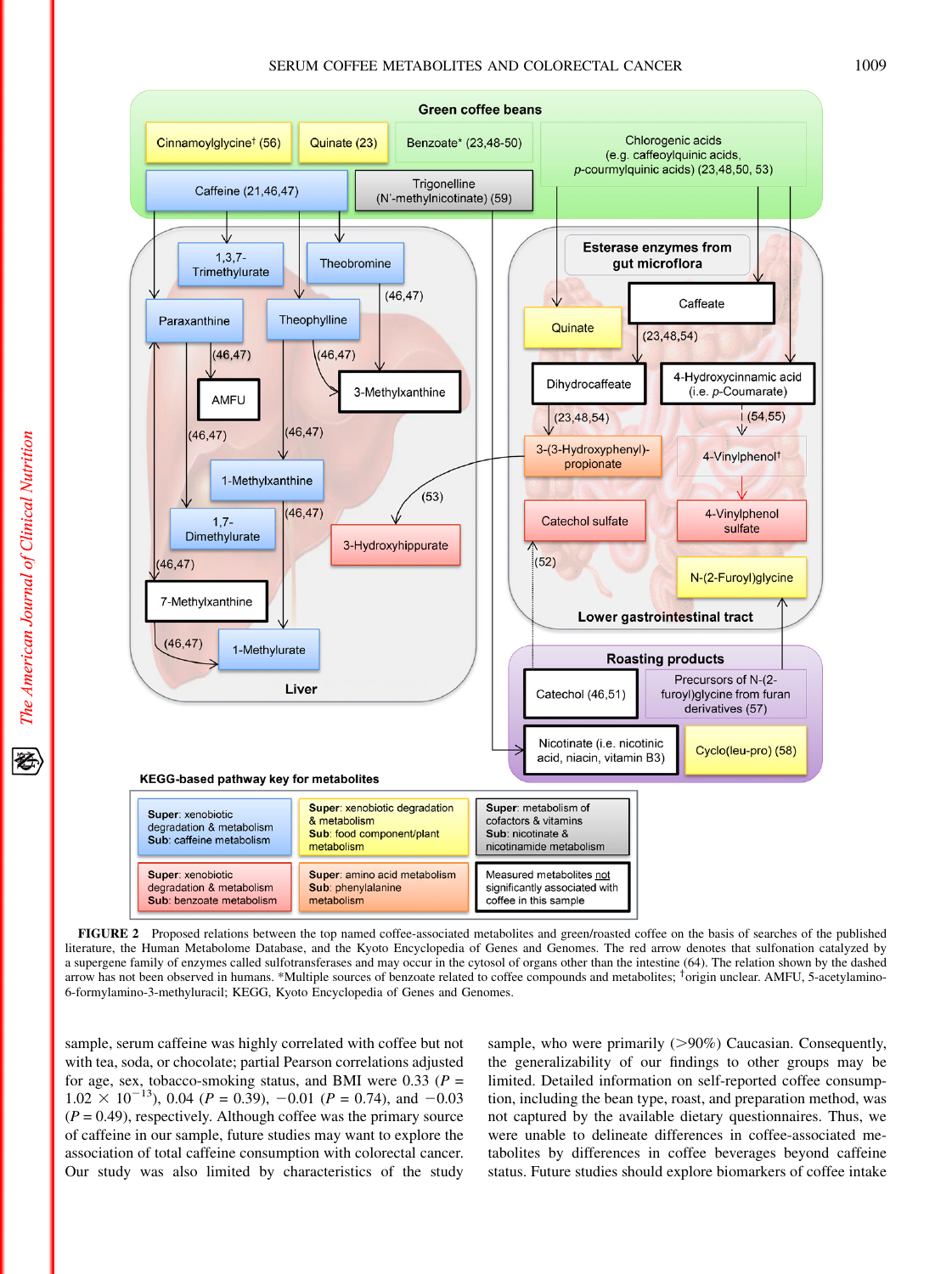FIGURE 2 Proposed relations between the top named coffee-associated metabolites and green/roasted coffee on the basis of searches of the published literature, the Human Metabolome Database, and the Kyoto Encyclopedia of Genes and Genomes. The red arrow denotes that sulfonation catalyzed by a supergene family of enzymes called sulfotransferases and may occur in the cytosol of organs other than the intestine (64). The relation shown by the dashed arrow has not been observed in humans. *Multiple sources of benzoate related to coffee compounds and metabolites; †origin unclear. AMFU, 5-acetylamino-6-formylamino-3-methyluracil; KEGG, Kyoto Encyclopedia of Genes and Genomes.

sample, serum caffeine was highly correlated with coffee but not with tea, soda, or chocolate; partial Pearson correlations adjusted for age, sex, tobacco-smoking status, and BMI were 0.33 ($P$ = $1.02 \times 10^{-13}$), 0.04 ($P$ = 0.39), −0.01 ($P$ = 0.74), and −0.03 ($P$ = 0.49), respectively. Although coffee was the primary source of caffeine in our sample, future studies may want to explore the association of total caffeine consumption with colorectal cancer. Our study was also limited by characteristics of the study sample, who were primarily (>90%) Caucasian. Consequently, the generalizability of our findings to other groups may be limited. Detailed information on self-reported coffee consumption, including the bean type, roast, and preparation method, was not captured by the available dietary questionnaires. Thus, we were unable to delineate differences in coffee-associated metabolites by differences in coffee beverages beyond caffeine status. Future studies should explore biomarkers of coffee intake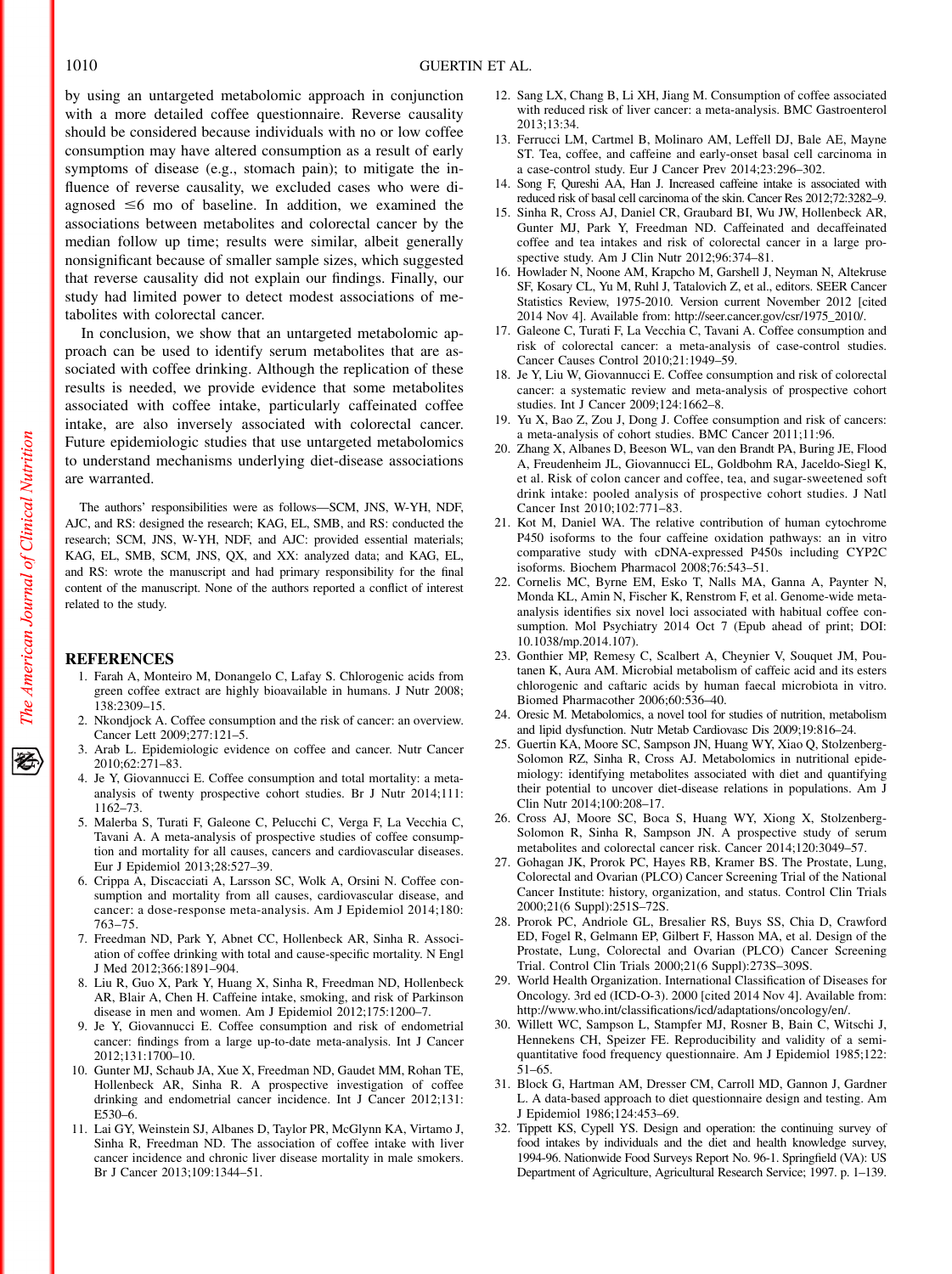by using an untargeted metabolomic approach in conjunction with a more detailed coffee questionnaire. Reverse causality should be considered because individuals with no or low coffee consumption may have altered consumption as a result of early symptoms of disease (e.g., stomach pain); to mitigate the influence of reverse causality, we excluded cases who were diagnosed ≤6 mo of baseline. In addition, we examined the associations between metabolites and colorectal cancer by the median follow up time; results were similar, albeit generally nonsignificant because of smaller sample sizes, which suggested that reverse causality did not explain our findings. Finally, our study had limited power to detect modest associations of metabolites with colorectal cancer.

In conclusion, we show that an untargeted metabolomic approach can be used to identify serum metabolites that are associated with coffee drinking. Although the replication of these results is needed, we provide evidence that some metabolites associated with coffee intake, particularly caffeinated coffee intake, are also inversely associated with colorectal cancer. Future epidemiologic studies that use untargeted metabolomics to understand mechanisms underlying diet-disease associations are warranted.

The authors' responsibilities were as follows—SCM, JNS, W-YH, NDF, AJC, and RS: designed the research; KAG, EL, SMB, and RS: conducted the research; SCM, JNS, W-YH, NDF, and AJC: provided essential materials; KAG, EL, SMB, SCM, JNS, QX, and XX: analyzed data; and KAG, EL, and RS: wrote the manuscript and had primary responsibility for the final content of the manuscript. None of the authors reported a conflict of interest related to the study.

## REFERENCES

1. Farah A, Monteiro M, Donangelo C, Lafay S. Chlorogenic acids from green coffee extract are highly bioavailable in humans. J Nutr 2008; 138:2309–15.
2. Nkondjock A. Coffee consumption and the risk of cancer: an overview. Cancer Lett 2009;277:121–5.
3. Arab L. Epidemiologic evidence on coffee and cancer. Nutr Cancer 2010;62:271–83.
4. Je Y, Giovannucci E. Coffee consumption and total mortality: a meta-analysis of twenty prospective cohort studies. Br J Nutr 2014;111: 1162–73.
5. Malerba S, Turati F, Galeone C, Pelucchi C, Verga F, La Vecchia C, Tavani A. A meta-analysis of prospective studies of coffee consumption and mortality for all causes, cancers and cardiovascular diseases. Eur J Epidemiol 2013;28:527–39.
6. Crippa A, Discacciati A, Larsson SC, Wolk A, Orsini N. Coffee consumption and mortality from all causes, cardiovascular disease, and cancer: a dose-response meta-analysis. Am J Epidemiol 2014;180: 763–75.
7. Freedman ND, Park Y, Abnet CC, Hollenbeck AR, Sinha R. Association of coffee drinking with total and cause-specific mortality. N Engl J Med 2012;366:1891–904.
8. Liu R, Guo X, Park Y, Huang X, Sinha R, Freedman ND, Hollenbeck AR, Blair A, Chen H. Caffeine intake, smoking, and risk of Parkinson disease in men and women. Am J Epidemiol 2012;175:1200–7.
9. Je Y, Giovannucci E. Coffee consumption and risk of endometrial cancer: findings from a large up-to-date meta-analysis. Int J Cancer 2012;131:1700–10.
10. Gunter MJ, Schaub JA, Xue X, Freedman ND, Gaudet MM, Rohan TE, Hollenbeck AR, Sinha R. A prospective investigation of coffee drinking and endometrial cancer incidence. Int J Cancer 2012;131: E530–6.
11. Lai GY, Weinstein SJ, Albanes D, Taylor PR, McGlynn KA, Virtamo J, Sinha R, Freedman ND. The association of coffee intake with liver cancer incidence and chronic liver disease mortality in male smokers. Br J Cancer 2013;109:1344–51.
12. Sang LX, Chang B, Li XH, Jiang M. Consumption of coffee associated with reduced risk of liver cancer: a meta-analysis. BMC Gastroenterol 2013;13:34.
13. Ferrucci LM, Cartmel B, Molinaro AM, Leffell DJ, Bale AE, Mayne ST. Tea, coffee, and caffeine and early-onset basal cell carcinoma in a case-control study. Eur J Cancer Prev 2014;23:296–302.
14. Song F, Qureshi AA, Han J. Increased caffeine intake is associated with reduced risk of basal cell carcinoma of the skin. Cancer Res 2012;72:3282–9.
15. Sinha R, Cross AJ, Daniel CR, Graubard BI, Wu JW, Hollenbeck AR, Gunter MJ, Park Y, Freedman ND. Caffeinated and decaffeinated coffee and tea intakes and risk of colorectal cancer in a large prospective study. Am J Clin Nutr 2012;96:374–81.
16. Howlader N, Noone AM, Krapcho M, Garshell J, Neyman N, Altekruse SF, Kosary CL, Yu M, Ruhl J, Tatalovich Z, et al., editors. SEER Cancer Statistics Review, 1975-2010. Version current November 2012 [cited 2014 Nov 4]. Available from: http://seer.cancer.gov/csr/1975_2010/.
17. Galeone C, Turati F, La Vecchia C, Tavani A. Coffee consumption and risk of colorectal cancer: a meta-analysis of case-control studies. Cancer Causes Control 2010;21:1949–59.
18. Je Y, Liu W, Giovannucci E. Coffee consumption and risk of colorectal cancer: a systematic review and meta-analysis of prospective cohort studies. Int J Cancer 2009;124:1662–8.
19. Yu X, Bao Z, Zou J, Dong J. Coffee consumption and risk of cancers: a meta-analysis of cohort studies. BMC Cancer 2011;11:96.
20. Zhang X, Albanes D, Beeson WL, van den Brandt PA, Buring JE, Flood A, Freudenheim JL, Giovannucci EL, Goldbohm RA, Jaceldo-Siegl K, et al. Risk of colon cancer and coffee, tea, and sugar-sweetened soft drink intake: pooled analysis of prospective cohort studies. J Natl Cancer Inst 2010;102:771–83.
21. Kot M, Daniel WA. The relative contribution of human cytochrome P450 isoforms to the four caffeine oxidation pathways: an in vitro comparative study with cDNA-expressed P450s including CYP2C isoforms. Biochem Pharmacol 2008;76:543–51.
22. Cornelis MC, Byrne EM, Esko T, Nalls MA, Ganna A, Paynter N, Monda KL, Amin N, Fischer K, Renstrom F, et al. Genome-wide meta-analysis identifies six novel loci associated with habitual coffee consumption. Mol Psychiatry 2014 Oct 7 (Epub ahead of print; DOI: 10.1038/mp.2014.107).
23. Gonthier MP, Remesy C, Scalbert A, Cheynier V, Souquet JM, Poutanen K, Aura AM. Microbial metabolism of caffeic acid and its esters chlorogenic and caftaric acids by human faecal microbiota in vitro. Biomed Pharmacother 2006;60:536–40.
24. Oresic M. Metabolomics, a novel tool for studies of nutrition, metabolism and lipid dysfunction. Nutr Metab Cardiovasc Dis 2009;19:816–24.
25. Guertin KA, Moore SC, Sampson JN, Huang WY, Xiao Q, Stolzenberg-Solomon RZ, Sinha R, Cross AJ. Metabolomics in nutritional epidemiology: identifying metabolites associated with diet and quantifying their potential to uncover diet-disease relations in populations. Am J Clin Nutr 2014;100:208–17.
26. Cross AJ, Moore SC, Boca S, Huang WY, Xiong X, Stolzenberg-Solomon R, Sinha R, Sampson JN. A prospective study of serum metabolites and colorectal cancer risk. Cancer 2014;120:3049–57.
27. Gohagan JK, Prorok PC, Hayes RB, Kramer BS. The Prostate, Lung, Colorectal and Ovarian (PLCO) Cancer Screening Trial of the National Cancer Institute: history, organization, and status. Control Clin Trials 2000;21(6 Suppl):251S–72S.
28. Prorok PC, Andriole GL, Bresalier RS, Buys SS, Chia D, Crawford ED, Fogel R, Gelmann EP, Gilbert F, Hasson MA, et al. Design of the Prostate, Lung, Colorectal and Ovarian (PLCO) Cancer Screening Trial. Control Clin Trials 2000;21(6 Suppl):273S–309S.
29. World Health Organization. International Classification of Diseases for Oncology. 3rd ed (ICD-O-3). 2000 [cited 2014 Nov 4]. Available from: http://www.who.int/classifications/icd/adaptations/oncology/en/.
30. Willett WC, Sampson L, Stampfer MJ, Rosner B, Bain C, Witschi J, Hennekens CH, Speizer FE. Reproducibility and validity of a semiquantitative food frequency questionnaire. Am J Epidemiol 1985;122: 51–65.
31. Block G, Hartman AM, Dresser CM, Carroll MD, Gannon J, Gardner L. A data-based approach to diet questionnaire design and testing. Am J Epidemiol 1986;124:453–69.
32. Tippett KS, Cypell YS. Design and operation: the continuing survey of food intakes by individuals and the diet and health knowledge survey, 1994-96. Nationwide Food Surveys Report No. 96-1. Springfield (VA): US Department of Agriculture, Agricultural Research Service; 1997. p. 1–139.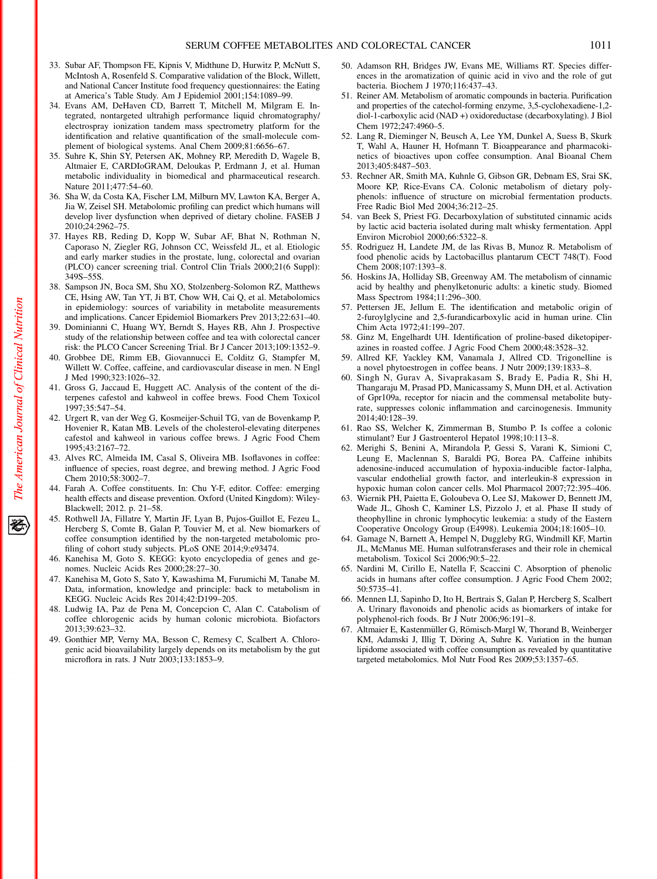33. Subar AF, Thompson FE, Kipnis V, Midthune D, Hurwitz P, McNutt S, McIntosh A, Rosenfeld S. Comparative validation of the Block, Willett, and National Cancer Institute food frequency questionnaires: the Eating at America's Table Study. Am J Epidemiol 2001;154:1089–99.
34. Evans AM, DeHaven CD, Barrett T, Mitchell M, Milgram E. Integrated, nontargeted ultrahigh performance liquid chromatography/electrospray ionization tandem mass spectrometry platform for the identification and relative quantification of the small-molecule complement of biological systems. Anal Chem 2009;81:6656–67.
35. Suhre K, Shin SY, Petersen AK, Mohney RP, Meredith D, Wagele B, Altmaier E, CARDIoGRAM, Deloukas P, Erdmann J, et al. Human metabolic individuality in biomedical and pharmaceutical research. Nature 2011;477:54–60.
36. Sha W, da Costa KA, Fischer LM, Milburn MV, Lawton KA, Berger A, Jia W, Zeisel SH. Metabolomic profiling can predict which humans will develop liver dysfunction when deprived of dietary choline. FASEB J 2010;24:2962–75.
37. Hayes RB, Reding D, Kopp W, Subar AF, Bhat N, Rothman N, Caporaso N, Ziegler RG, Johnson CC, Weissfeld JL, et al. Etiologic and early marker studies in the prostate, lung, colorectal and ovarian (PLCO) cancer screening trial. Control Clin Trials 2000;21(6 Suppl): 349S–55S.
38. Sampson JN, Boca SM, Shu XO, Stolzenberg-Solomon RZ, Matthews CE, Hsing AW, Tan YT, Ji BT, Chow WH, Cai Q, et al. Metabolomics in epidemiology: sources of variability in metabolite measurements and implications. Cancer Epidemiol Biomarkers Prev 2013;22:631–40.
39. Dominianni C, Huang WY, Berndt S, Hayes RB, Ahn J. Prospective study of the relationship between coffee and tea with colorectal cancer risk: the PLCO Cancer Screening Trial. Br J Cancer 2013;109:1352–9.
40. Grobbee DE, Rimm EB, Giovannucci E, Colditz G, Stampfer M, Willett W. Coffee, caffeine, and cardiovascular disease in men. N Engl J Med 1990;323:1026–32.
41. Gross G, Jaccaud E, Huggett AC. Analysis of the content of the diterpenes cafestol and kahweol in coffee brews. Food Chem Toxicol 1997;35:547–54.
42. Urgert R, van der Weg G, Kosmeijer-Schuil TG, van de Bovenkamp P, Hovenier R, Katan MB. Levels of the cholesterol-elevating diterpenes cafestol and kahweol in various coffee brews. J Agric Food Chem 1995;43:2167–72.
43. Alves RC, Almeida IM, Casal S, Oliveira MB. Isoflavones in coffee: influence of species, roast degree, and brewing method. J Agric Food Chem 2010;58:3002–7.
44. Farah A. Coffee constituents. In: Chu Y-F, editor. Coffee: emerging health effects and disease prevention. Oxford (United Kingdom): Wiley-Blackwell; 2012. p. 21–58.
45. Rothwell JA, Fillatre Y, Martin JF, Lyan B, Pujos-Guillot E, Fezeu L, Hercberg S, Comte B, Galan P, Touvier M, et al. New biomarkers of coffee consumption identified by the non-targeted metabolomic profiling of cohort study subjects. PLoS ONE 2014;9:e93474.
46. Kanehisa M, Goto S. KEGG: kyoto encyclopedia of genes and genomes. Nucleic Acids Res 2000;28:27–30.
47. Kanehisa M, Goto S, Sato Y, Kawashima M, Furumichi M, Tanabe M. Data, information, knowledge and principle: back to metabolism in KEGG. Nucleic Acids Res 2014;42:D199–205.
48. Ludwig IA, Paz de Pena M, Concepcion C, Alan C. Catabolism of coffee chlorogenic acids by human colonic microbiota. Biofactors 2013;39:623–32.
49. Gonthier MP, Verny MA, Besson C, Remesy C, Scalbert A. Chlorogenic acid bioavailability largely depends on its metabolism by the gut microflora in rats. J Nutr 2003;133:1853–9.
50. Adamson RH, Bridges JW, Evans ME, Williams RT. Species differences in the aromatization of quinic acid in vivo and the role of gut bacteria. Biochem J 1970;116:437–43.
51. Reiner AM. Metabolism of aromatic compounds in bacteria. Purification and properties of the catechol-forming enzyme, 3,5-cyclohexadiene-1,2-diol-1-carboxylic acid (NAD +) oxidoreductase (decarboxylating). J Biol Chem 1972;247:4960–5.
52. Lang R, Dieminger N, Beusch A, Lee YM, Dunkel A, Suess B, Skurk T, Wahl A, Hauner H, Hofmann T. Bioappearance and pharmacokinetics of bioactives upon coffee consumption. Anal Bioanal Chem 2013;405:8487–503.
53. Rechner AR, Smith MA, Kuhnle G, Gibson GR, Debnam ES, Srai SK, Moore KP, Rice-Evans CA. Colonic metabolism of dietary polyphenols: influence of structure on microbial fermentation products. Free Radic Biol Med 2004;36:212–25.
54. van Beek S, Priest FG. Decarboxylation of substituted cinnamic acids by lactic acid bacteria isolated during malt whisky fermentation. Appl Environ Microbiol 2000;66:5322–8.
55. Rodriguez H, Landete JM, de las Rivas B, Munoz R. Metabolism of food phenolic acids by Lactobacillus plantarum CECT 748(T). Food Chem 2008;107:1393–8.
56. Hoskins JA, Holliday SB, Greenway AM. The metabolism of cinnamic acid by healthy and phenylketonuric adults: a kinetic study. Biomed Mass Spectrom 1984;11:296–300.
57. Pettersen JE, Jellum E. The identification and metabolic origin of 2-furoylglycine and 2,5-furandicarboxylic acid in human urine. Clin Chim Acta 1972;41:199–207.
58. Ginz M, Engelhardt UH. Identification of proline-based diketopiperazines in roasted coffee. J Agric Food Chem 2000;48:3528–32.
59. Allred KF, Yackley KM, Vanamala J, Allred CD. Trigonelline is a novel phytoestrogen in coffee beans. J Nutr 2009;139:1833–8.
60. Singh N, Gurav A, Sivaprakasam S, Brady E, Padia R, Shi H, Thangaraju M, Prasad PD, Manicassamy S, Munn DH, et al. Activation of Gpr109a, receptor for niacin and the commensal metabolite butyrate, suppresses colonic inflammation and carcinogenesis. Immunity 2014;40:128–39.
61. Rao SS, Welcher K, Zimmerman B, Stumbo P. Is coffee a colonic stimulant? Eur J Gastroenterol Hepatol 1998;10:113–8.
62. Merighi S, Benini A, Mirandola P, Gessi S, Varani K, Simioni C, Leung E, Maclennan S, Baraldi PG, Borea PA. Caffeine inhibits adenosine-induced accumulation of hypoxia-inducible factor-1alpha, vascular endothelial growth factor, and interleukin-8 expression in hypoxic human colon cancer cells. Mol Pharmacol 2007;72:395–406.
63. Wiernik PH, Paietta E, Goloubeva O, Lee SJ, Makower D, Bennett JM, Wade JL, Ghosh C, Kaminer LS, Pizzolo J, et al. Phase II study of theophylline in chronic lymphocytic leukemia: a study of the Eastern Cooperative Oncology Group (E4998). Leukemia 2004;18:1605–10.
64. Gamage N, Barnett A, Hempel N, Duggleby RG, Windmill KF, Martin JL, McManus ME. Human sulfotransferases and their role in chemical metabolism. Toxicol Sci 2006;90:5–22.
65. Nardini M, Cirillo E, Natella F, Scaccini C. Absorption of phenolic acids in humans after coffee consumption. J Agric Food Chem 2002; 50:5735–41.
66. Mennen LI, Sapinho D, Ito H, Bertrais S, Galan P, Hercberg S, Scalbert A. Urinary flavonoids and phenolic acids as biomarkers of intake for polyphenol-rich foods. Br J Nutr 2006;96:191–8.
67. Altmaier E, Kastenmüller G, Römisch-Margl W, Thorand B, Weinberger KM, Adamski J, Illig T, Döring A, Suhre K. Variation in the human lipidome associated with coffee consumption as revealed by quantitative targeted metabolomics. Mol Nutr Food Res 2009;53:1357–65.